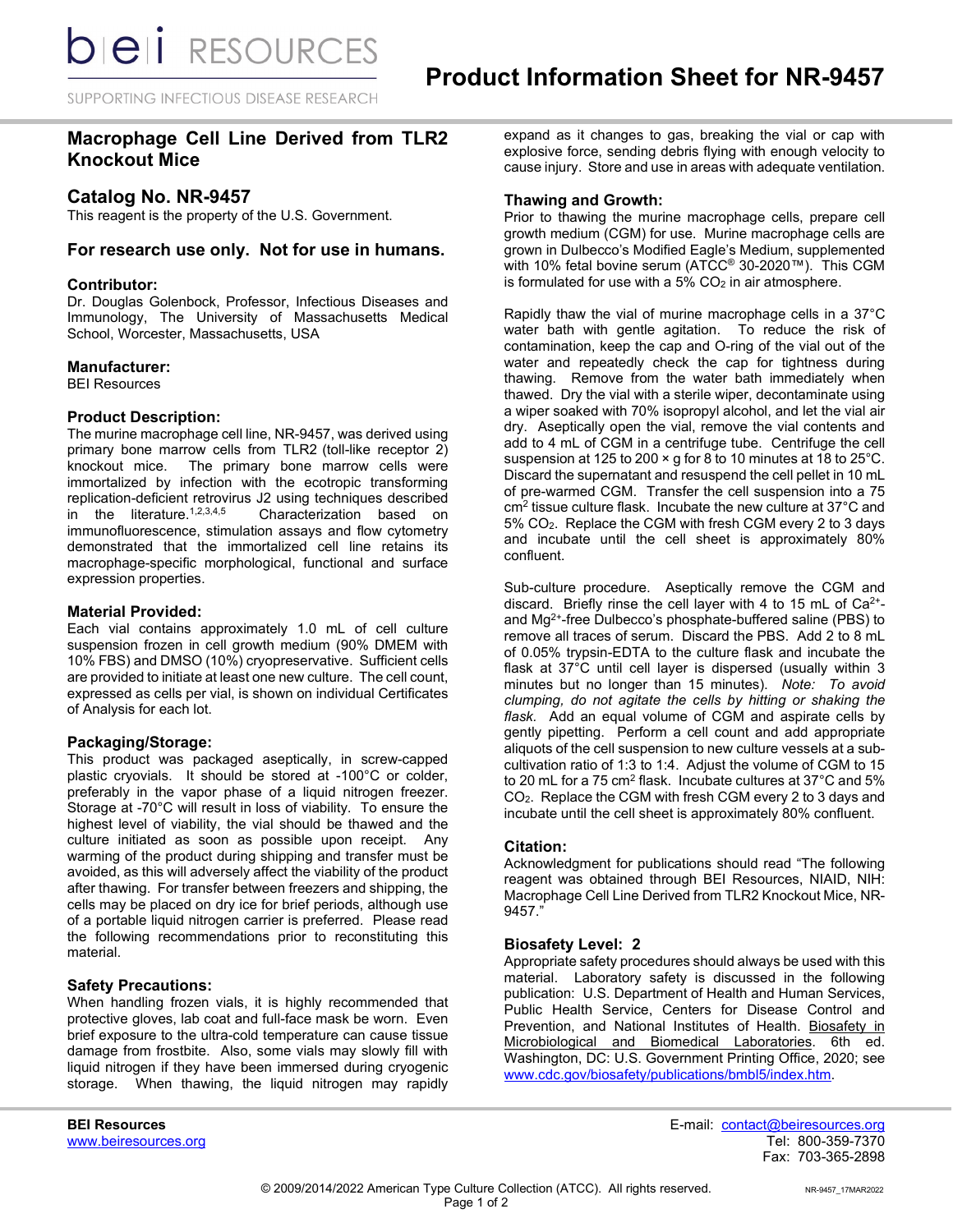# Product Information Sheet for NR-9457

## Macrophage Cell Line Derived from TLR2 Knockout Mice

## Catalog No. NR-9457

This reagent is the property of the U.S. Government.

## For research use only. Not for use in humans.

### Contributor:

Dr. Douglas Golenbock, Professor, Infectious Diseases and Immunology, The University of Massachusetts Medical School, Worcester, Massachusetts, USA

### Manufacturer:

BEI Resources

### Product Description:

The murine macrophage cell line, NR-9457, was derived using primary bone marrow cells from TLR2 (toll-like receptor 2) knockout mice. The primary bone marrow cells were immortalized by infection with the ecotropic transforming replication-deficient retrovirus J2 using techniques described in the literature.[1,2,3,4,5] Characterization based on immunofluorescence, stimulation assays and flow cytometry demonstrated that the immortalized cell line retains its macrophage-specific morphological, functional and surface expression properties.

### Material Provided:

Each vial contains approximately 1.0 mL of cell culture suspension frozen in cell growth medium (90% DMEM with 10% FBS) and DMSO (10%) cryopreservative. Sufficient cells are provided to initiate at least one new culture. The cell count, expressed as cells per vial, is shown on individual Certificates of Analysis for each lot.

### Packaging/Storage:

This product was packaged aseptically, in screw-capped plastic cryovials. It should be stored at -100°C or colder, preferably in the vapor phase of a liquid nitrogen freezer. Storage at -70°C will result in loss of viability. To ensure the highest level of viability, the vial should be thawed and the culture initiated as soon as possible upon receipt. Any warming of the product during shipping and transfer must be avoided, as this will adversely affect the viability of the product after thawing. For transfer between freezers and shipping, the cells may be placed on dry ice for brief periods, although use of a portable liquid nitrogen carrier is preferred. Please read the following recommendations prior to reconstituting this material.

### Safety Precautions:

When handling frozen vials, it is highly recommended that protective gloves, lab coat and full-face mask be worn. Even brief exposure to the ultra-cold temperature can cause tissue damage from frostbite. Also, some vials may slowly fill with liquid nitrogen if they have been immersed during cryogenic storage. When thawing, the liquid nitrogen may rapidly expand as it changes to gas, breaking the vial or cap with explosive force, sending debris flying with enough velocity to cause injury. Store and use in areas with adequate ventilation.

### Thawing and Growth:

Prior to thawing the murine macrophage cells, prepare cell growth medium (CGM) for use. Murine macrophage cells are grown in Dulbecco's Modified Eagle's Medium, supplemented with 10% fetal bovine serum (ATCC® 30-2020™). This CGM is formulated for use with a 5% $CO_2$ in air atmosphere.

Rapidly thaw the vial of murine macrophage cells in a 37°C water bath with gentle agitation. To reduce the risk of contamination, keep the cap and O-ring of the vial out of the water and repeatedly check the cap for tightness during thawing. Remove from the water bath immediately when thawed. Dry the vial with a sterile wiper, decontaminate using a wiper soaked with 70% isopropyl alcohol, and let the vial air dry. Aseptically open the vial, remove the vial contents and add to 4 mL of CGM in a centrifuge tube. Centrifuge the cell suspension at 125 to 200 × g for 8 to 10 minutes at 18 to 25°C. Discard the supernatant and resuspend the cell pellet in 10 mL of pre-warmed CGM. Transfer the cell suspension into a 75 $cm^2$ tissue culture flask. Incubate the new culture at 37°C and 5% $CO_2$. Replace the CGM with fresh CGM every 2 to 3 days and incubate until the cell sheet is approximately 80% confluent.

Sub-culture procedure. Aseptically remove the CGM and discard. Briefly rinse the cell layer with 4 to 15 mL of $Ca^{2+}$- and $Mg^{2+}$-free Dulbecco's phosphate-buffered saline (PBS) to remove all traces of serum. Discard the PBS. Add 2 to 8 mL of 0.05% trypsin-EDTA to the culture flask and incubate the flask at 37°C until cell layer is dispersed (usually within 3 minutes but no longer than 15 minutes). *Note: To avoid clumping, do not agitate the cells by hitting or shaking the flask.* Add an equal volume of CGM and aspirate cells by gently pipetting. Perform a cell count and add appropriate aliquots of the cell suspension to new culture vessels at a sub-cultivation ratio of 1:3 to 1:4. Adjust the volume of CGM to 15 to 20 mL for a 75 $cm^2$ flask. Incubate cultures at 37°C and 5% $CO_2$. Replace the CGM with fresh CGM every 2 to 3 days and incubate until the cell sheet is approximately 80% confluent.

### Citation:

Acknowledgment for publications should read "The following reagent was obtained through BEI Resources, NIAID, NIH: Macrophage Cell Line Derived from TLR2 Knockout Mice, NR-9457."

### Biosafety Level: 2

Appropriate safety procedures should always be used with this material. Laboratory safety is discussed in the following publication: U.S. Department of Health and Human Services, Public Health Service, Centers for Disease Control and Prevention, and National Institutes of Health. Biosafety in Microbiological and Biomedical Laboratories. 6th ed. Washington, DC: U.S. Government Printing Office, 2020; see www.cdc.gov/biosafety/publications/bmbl5/index.htm.

**BEI Resources**
www.beiresources.org

E-mail: contact@beiresources.org
Tel: 800-359-7370
Fax: 703-365-2898

© 2009/2014/2022 American Type Culture Collection (ATCC). All rights reserved.

NR-9457_17MAR2022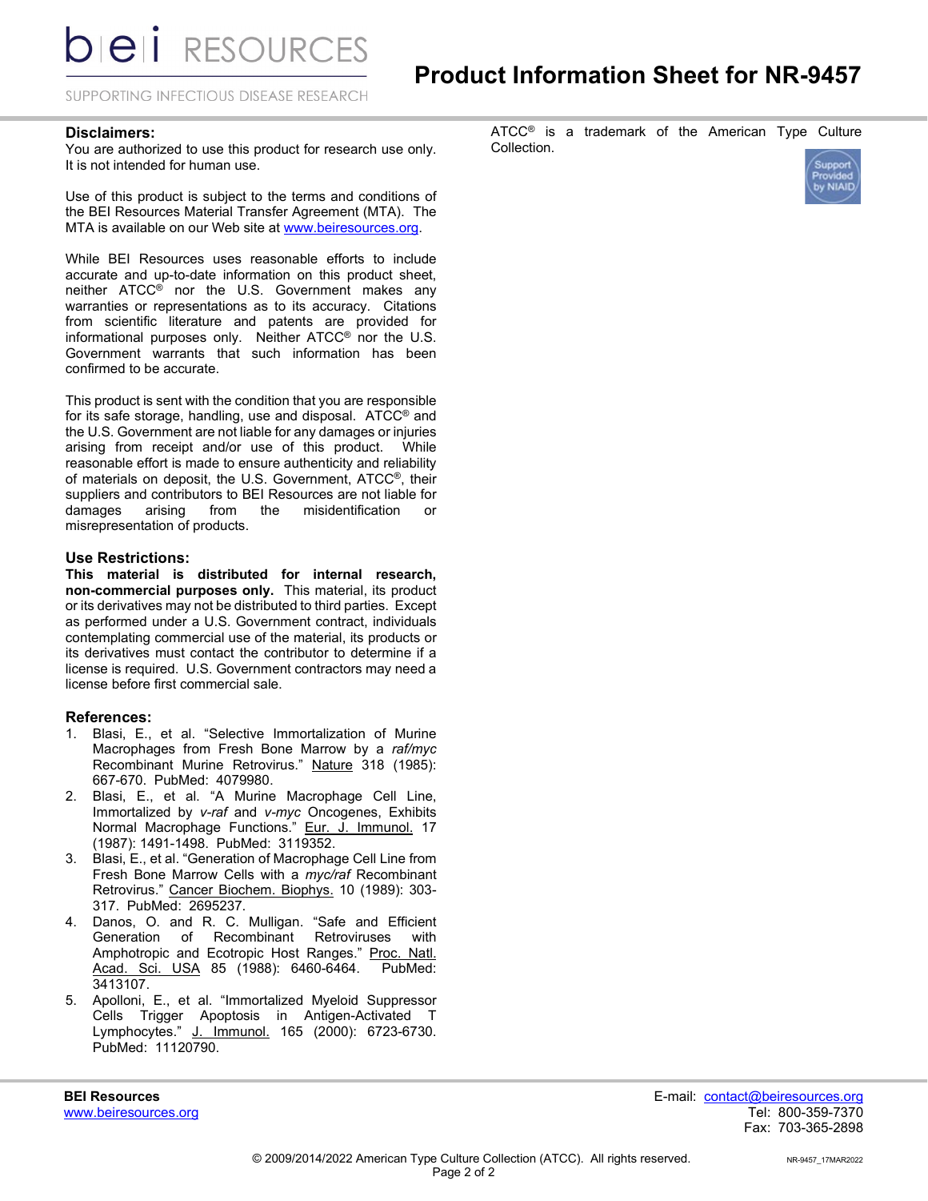### Disclaimers:

You are authorized to use this product for research use only. It is not intended for human use.

Use of this product is subject to the terms and conditions of the BEI Resources Material Transfer Agreement (MTA). The MTA is available on our Web site at www.beiresources.org.

While BEI Resources uses reasonable efforts to include accurate and up-to-date information on this product sheet, neither ATCC® nor the U.S. Government makes any warranties or representations as to its accuracy. Citations from scientific literature and patents are provided for informational purposes only. Neither ATCC® nor the U.S. Government warrants that such information has been confirmed to be accurate.

This product is sent with the condition that you are responsible for its safe storage, handling, use and disposal. ATCC® and the U.S. Government are not liable for any damages or injuries arising from receipt and/or use of this product. While reasonable effort is made to ensure authenticity and reliability of materials on deposit, the U.S. Government, ATCC®, their suppliers and contributors to BEI Resources are not liable for damages arising from the misidentification or misrepresentation of products.

### Use Restrictions:

**This material is distributed for internal research, non-commercial purposes only.** This material, its product or its derivatives may not be distributed to third parties. Except as performed under a U.S. Government contract, individuals contemplating commercial use of the material, its products or its derivatives must contact the contributor to determine if a license is required. U.S. Government contractors may need a license before first commercial sale.

### References:

1. Blasi, E., et al. "Selective Immortalization of Murine Macrophages from Fresh Bone Marrow by a *raf/myc* Recombinant Murine Retrovirus." Nature 318 (1985): 667-670. PubMed: 4079980.
2. Blasi, E., et al. "A Murine Macrophage Cell Line, Immortalized by *v-raf* and *v-myc* Oncogenes, Exhibits Normal Macrophage Functions." Eur. J. Immunol. 17 (1987): 1491-1498. PubMed: 3119352.
3. Blasi, E., et al. "Generation of Macrophage Cell Line from Fresh Bone Marrow Cells with a *myc/raf* Recombinant Retrovirus." Cancer Biochem. Biophys. 10 (1989): 303-317. PubMed: 2695237.
4. Danos, O. and R. C. Mulligan. "Safe and Efficient Generation of Recombinant Retroviruses with Amphotropic and Ecotropic Host Ranges." Proc. Natl. Acad. Sci. USA 85 (1988): 6460-6464. PubMed: 3413107.
5. Apolloni, E., et al. "Immortalized Myeloid Suppressor Cells Trigger Apoptosis in Antigen-Activated T Lymphocytes." J. Immunol. 165 (2000): 6723-6730. PubMed: 11120790.

ATCC® is a trademark of the American Type Culture Collection.

Support Provided by NIAID